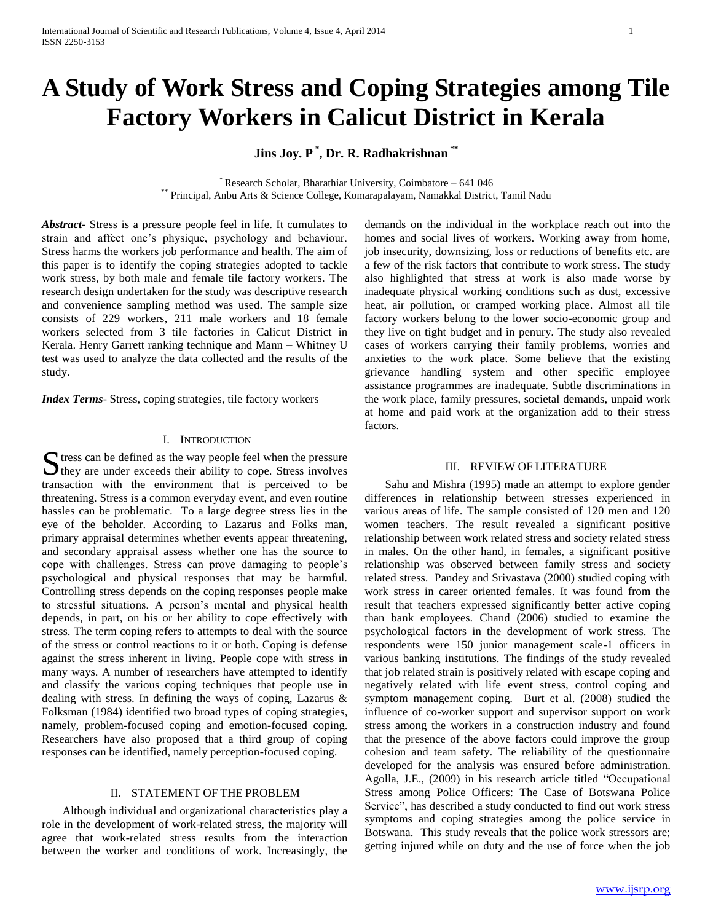# A Study of Work Stress and Coping Strategies among Tile Factory Workers in Calicut District in Kerala

**Jins Joy. P [*], Dr. R. Radhakrishnan [**]**

[*] Research Scholar, Bharathiar University, Coimbatore – 641 046
[**] Principal, Anbu Arts & Science College, Komarapalayam, Namakkal District, Tamil Nadu

***Abstract-*** Stress is a pressure people feel in life. It cumulates to strain and affect one's physique, psychology and behaviour. Stress harms the workers job performance and health. The aim of this paper is to identify the coping strategies adopted to tackle work stress, by both male and female tile factory workers. The research design undertaken for the study was descriptive research and convenience sampling method was used. The sample size consists of 229 workers, 211 male workers and 18 female workers selected from 3 tile factories in Calicut District in Kerala. Henry Garrett ranking technique and Mann – Whitney U test was used to analyze the data collected and the results of the study.

***Index Terms*-** Stress, coping strategies, tile factory workers

## I. Introduction

Stress can be defined as the way people feel when the pressure they are under exceeds their ability to cope. Stress involves transaction with the environment that is perceived to be threatening. Stress is a common everyday event, and even routine hassles can be problematic. To a large degree stress lies in the eye of the beholder. According to Lazarus and Folks man, primary appraisal determines whether events appear threatening, and secondary appraisal assess whether one has the source to cope with challenges. Stress can prove damaging to people's psychological and physical responses that may be harmful. Controlling stress depends on the coping responses people make to stressful situations. A person's mental and physical health depends, in part, on his or her ability to cope effectively with stress. The term coping refers to attempts to deal with the source of the stress or control reactions to it or both. Coping is defense against the stress inherent in living. People cope with stress in many ways. A number of researchers have attempted to identify and classify the various coping techniques that people use in dealing with stress. In defining the ways of coping, Lazarus & Folksman (1984) identified two broad types of coping strategies, namely, problem-focused coping and emotion-focused coping. Researchers have also proposed that a third group of coping responses can be identified, namely perception-focused coping.

## II. Statement of the Problem

Although individual and organizational characteristics play a role in the development of work-related stress, the majority will agree that work-related stress results from the interaction between the worker and conditions of work. Increasingly, the demands on the individual in the workplace reach out into the homes and social lives of workers. Working away from home, job insecurity, downsizing, loss or reductions of benefits etc. are a few of the risk factors that contribute to work stress. The study also highlighted that stress at work is also made worse by inadequate physical working conditions such as dust, excessive heat, air pollution, or cramped working place. Almost all tile factory workers belong to the lower socio-economic group and they live on tight budget and in penury. The study also revealed cases of workers carrying their family problems, worries and anxieties to the work place. Some believe that the existing grievance handling system and other specific employee assistance programmes are inadequate. Subtle discriminations in the work place, family pressures, societal demands, unpaid work at home and paid work at the organization add to their stress factors.

## III. Review of Literature

Sahu and Mishra (1995) made an attempt to explore gender differences in relationship between stresses experienced in various areas of life. The sample consisted of 120 men and 120 women teachers. The result revealed a significant positive relationship between work related stress and society related stress in males. On the other hand, in females, a significant positive relationship was observed between family stress and society related stress. Pandey and Srivastava (2000) studied coping with work stress in career oriented females. It was found from the result that teachers expressed significantly better active coping than bank employees. Chand (2006) studied to examine the psychological factors in the development of work stress. The respondents were 150 junior management scale-1 officers in various banking institutions. The findings of the study revealed that job related strain is positively related with escape coping and negatively related with life event stress, control coping and symptom management coping. Burt et al. (2008) studied the influence of co-worker support and supervisor support on work stress among the workers in a construction industry and found that the presence of the above factors could improve the group cohesion and team safety. The reliability of the questionnaire developed for the analysis was ensured before administration. Agolla, J.E., (2009) in his research article titled "Occupational Stress among Police Officers: The Case of Botswana Police Service", has described a study conducted to find out work stress symptoms and coping strategies among the police service in Botswana. This study reveals that the police work stressors are; getting injured while on duty and the use of force when the job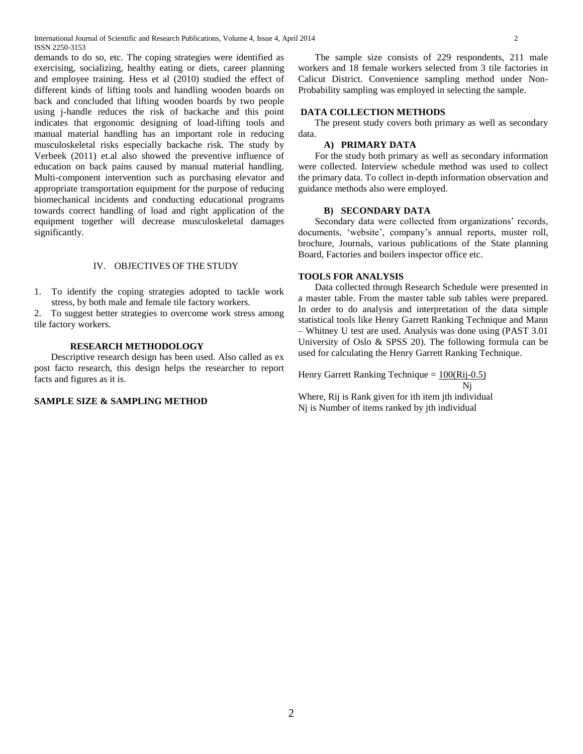demands to do so, etc. The coping strategies were identified as exercising, socializing, healthy eating or diets, career planning and employee training. Hess et al (2010) studied the effect of different kinds of lifting tools and handling wooden boards on back and concluded that lifting wooden boards by two people using j-handle reduces the risk of backache and this point indicates that ergonomic designing of load-lifting tools and manual material handling has an important role in reducing musculoskeletal risks especially backache risk. The study by Verbeek (2011) et.al also showed the preventive influence of education on back pains caused by manual material handling. Multi-component intervention such as purchasing elevator and appropriate transportation equipment for the purpose of reducing biomechanical incidents and conducting educational programs towards correct handling of load and right application of the equipment together will decrease musculoskeletal damages significantly.

## IV. OBJECTIVES OF THE STUDY

1. To identify the coping strategies adopted to tackle work stress, by both male and female tile factory workers.
2. To suggest better strategies to overcome work stress among tile factory workers.

### RESEARCH METHODOLOGY

Descriptive research design has been used. Also called as ex post facto research, this design helps the researcher to report facts and figures as it is.

### SAMPLE SIZE & SAMPLING METHOD

The sample size consists of 229 respondents, 211 male workers and 18 female workers selected from 3 tile factories in Calicut District. Convenience sampling method under Non-Probability sampling was employed in selecting the sample.

### DATA COLLECTION METHODS

The present study covers both primary as well as secondary data.

#### A) PRIMARY DATA

For the study both primary as well as secondary information were collected. Interview schedule method was used to collect the primary data. To collect in-depth information observation and guidance methods also were employed.

#### B) SECONDARY DATA

Secondary data were collected from organizations' records, documents, 'website', company's annual reports, muster roll, brochure, Journals, various publications of the State planning Board, Factories and boilers inspector office etc.

### TOOLS FOR ANALYSIS

Data collected through Research Schedule were presented in a master table. From the master table sub tables were prepared. In order to do analysis and interpretation of the data simple statistical tools like Henry Garrett Ranking Technique and Mann – Whitney U test are used. Analysis was done using (PAST 3.01 University of Oslo & SPSS 20). The following formula can be used for calculating the Henry Garrett Ranking Technique.

$$\text{Henry Garrett Ranking Technique} = \frac{100(R_{ij}-0.5)}{N_j}$$

Where, $R_{ij}$ is Rank given for ith item jth individual

$N_j$ is Number of items ranked by jth individual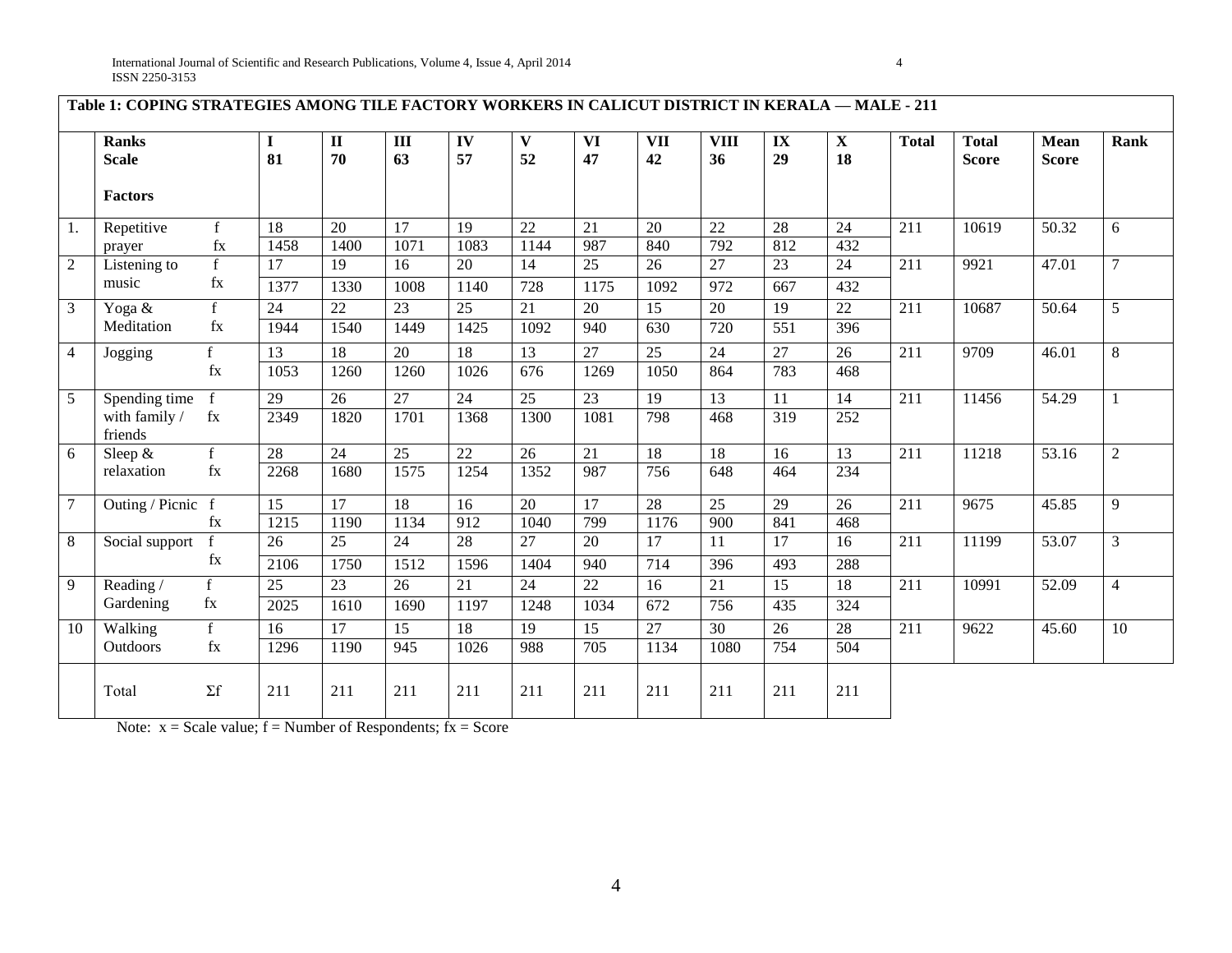**Table 1: COPING STRATEGIES AMONG TILE FACTORY WORKERS IN CALICUT DISTRICT IN KERALA — MALE - 211**

| | Ranks / Scale / Factors | | I 81 | II 70 | III 63 | IV 57 | V 52 | VI 47 | VII 42 | VIII 36 | IX 29 | X 18 | Total | Total Score | Mean Score | Rank |
|---|---|---|---|---|---|---|---|---|---|---|---|---|---|---|---|---|
| 1. | Repetitive prayer | f | 18 | 20 | 17 | 19 | 22 | 21 | 20 | 22 | 28 | 24 | 211 | 10619 | 50.32 | 6 |
| | | fx | 1458 | 1400 | 1071 | 1083 | 1144 | 987 | 840 | 792 | 812 | 432 | | | | |
| 2 | Listening to music | f | 17 | 19 | 16 | 20 | 14 | 25 | 26 | 27 | 23 | 24 | 211 | 9921 | 47.01 | 7 |
| | | fx | 1377 | 1330 | 1008 | 1140 | 728 | 1175 | 1092 | 972 | 667 | 432 | | | | |
| 3 | Yoga & Meditation | f | 24 | 22 | 23 | 25 | 21 | 20 | 15 | 20 | 19 | 22 | 211 | 10687 | 50.64 | 5 |
| | | fx | 1944 | 1540 | 1449 | 1425 | 1092 | 940 | 630 | 720 | 551 | 396 | | | | |
| 4 | Jogging | f | 13 | 18 | 20 | 18 | 13 | 27 | 25 | 24 | 27 | 26 | 211 | 9709 | 46.01 | 8 |
| | | fx | 1053 | 1260 | 1260 | 1026 | 676 | 1269 | 1050 | 864 | 783 | 468 | | | | |
| 5 | Spending time with family / friends | f | 29 | 26 | 27 | 24 | 25 | 23 | 19 | 13 | 11 | 14 | 211 | 11456 | 54.29 | 1 |
| | | fx | 2349 | 1820 | 1701 | 1368 | 1300 | 1081 | 798 | 468 | 319 | 252 | | | | |
| 6 | Sleep & relaxation | f | 28 | 24 | 25 | 22 | 26 | 21 | 18 | 18 | 16 | 13 | 211 | 11218 | 53.16 | 2 |
| | | fx | 2268 | 1680 | 1575 | 1254 | 1352 | 987 | 756 | 648 | 464 | 234 | | | | |
| 7 | Outing / Picnic | f | 15 | 17 | 18 | 16 | 20 | 17 | 28 | 25 | 29 | 26 | 211 | 9675 | 45.85 | 9 |
| | | fx | 1215 | 1190 | 1134 | 912 | 1040 | 799 | 1176 | 900 | 841 | 468 | | | | |
| 8 | Social support | f | 26 | 25 | 24 | 28 | 27 | 20 | 17 | 11 | 17 | 16 | 211 | 11199 | 53.07 | 3 |
| | | fx | 2106 | 1750 | 1512 | 1596 | 1404 | 940 | 714 | 396 | 493 | 288 | | | | |
| 9 | Reading / Gardening | f | 25 | 23 | 26 | 21 | 24 | 22 | 16 | 21 | 15 | 18 | 211 | 10991 | 52.09 | 4 |
| | | fx | 2025 | 1610 | 1690 | 1197 | 1248 | 1034 | 672 | 756 | 435 | 324 | | | | |
| 10 | Walking Outdoors | f | 16 | 17 | 15 | 18 | 19 | 15 | 27 | 30 | 26 | 28 | 211 | 9622 | 45.60 | 10 |
| | | fx | 1296 | 1190 | 945 | 1026 | 988 | 705 | 1134 | 1080 | 754 | 504 | | | | |
| | Total | Σf | 211 | 211 | 211 | 211 | 211 | 211 | 211 | 211 | 211 | 211 | | | | |

Note: x = Scale value; f = Number of Respondents; fx = Score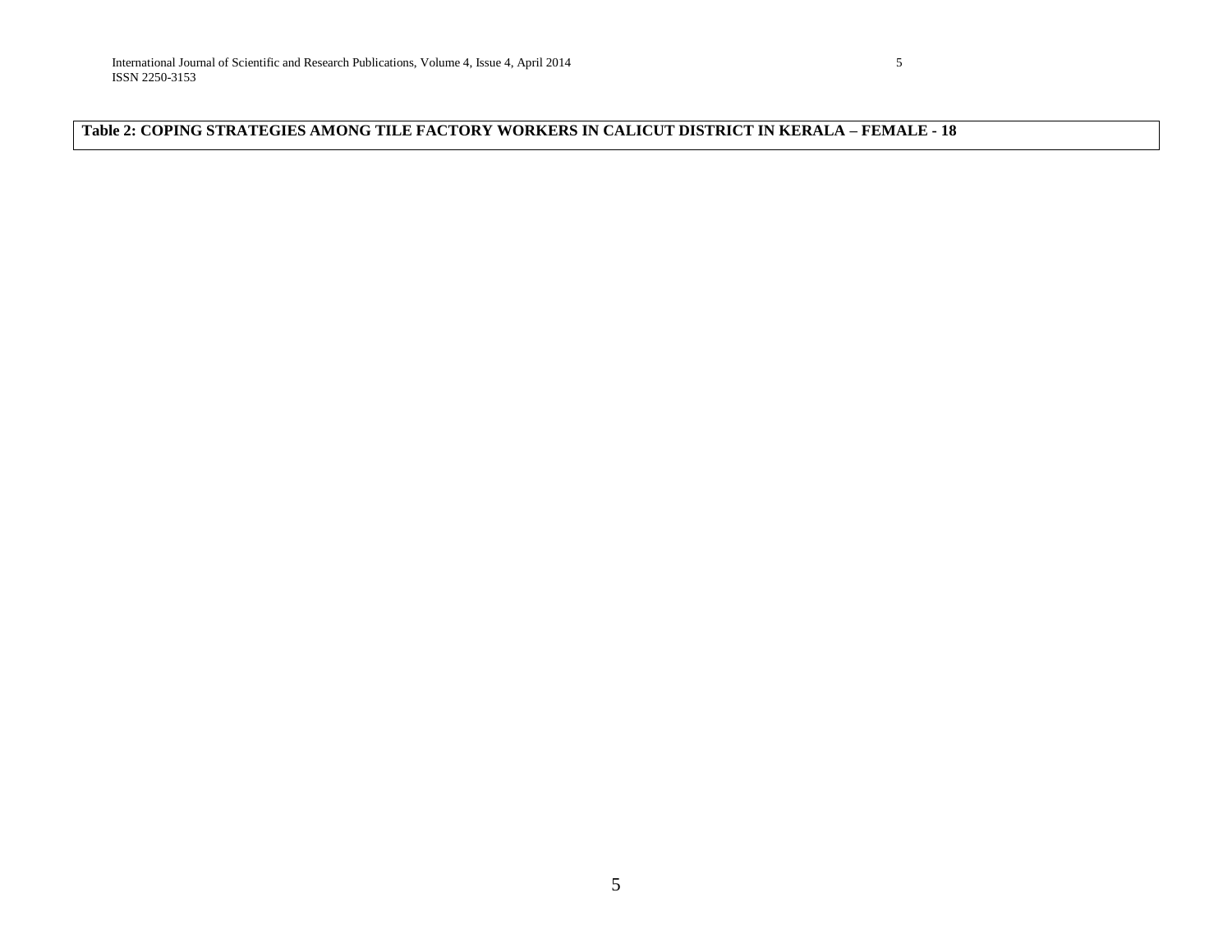**Table 2: COPING STRATEGIES AMONG TILE FACTORY WORKERS IN CALICUT DISTRICT IN KERALA – FEMALE - 18**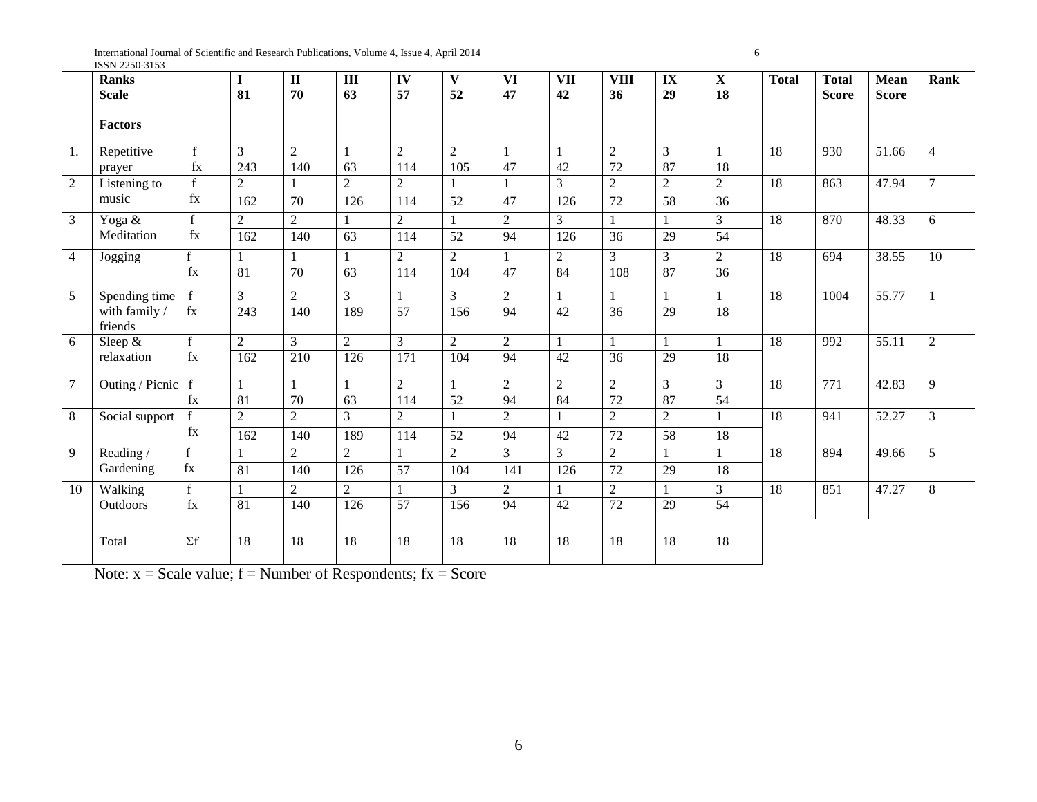| | Ranks Scale<br><br>Factors | | I<br>81 | II<br>70 | III<br>63 | IV<br>57 | V<br>52 | VI<br>47 | VII<br>42 | VIII<br>36 | IX<br>29 | X<br>18 | Total | Total Score | Mean Score | Rank |
|---|---|---|---|---|---|---|---|---|---|---|---|---|---|---|---|---|
| 1. | Repetitive prayer | f | 3 | 2 | 1 | 2 | 2 | 1 | 1 | 2 | 3 | 1 | 18 | 930 | 51.66 | 4 |
| | | fx | 243 | 140 | 63 | 114 | 105 | 47 | 42 | 72 | 87 | 18 | | | | |
| 2 | Listening to music | f | 2 | 1 | 2 | 2 | 1 | 1 | 3 | 2 | 2 | 2 | 18 | 863 | 47.94 | 7 |
| | | fx | 162 | 70 | 126 | 114 | 52 | 47 | 126 | 72 | 58 | 36 | | | | |
| 3 | Yoga & Meditation | f | 2 | 2 | 1 | 2 | 1 | 2 | 3 | 1 | 1 | 3 | 18 | 870 | 48.33 | 6 |
| | | fx | 162 | 140 | 63 | 114 | 52 | 94 | 126 | 36 | 29 | 54 | | | | |
| 4 | Jogging | f | 1 | 1 | 1 | 2 | 2 | 1 | 2 | 3 | 3 | 2 | 18 | 694 | 38.55 | 10 |
| | | fx | 81 | 70 | 63 | 114 | 104 | 47 | 84 | 108 | 87 | 36 | | | | |
| 5 | Spending time with family / friends | f | 3 | 2 | 3 | 1 | 3 | 2 | 1 | 1 | 1 | 1 | 18 | 1004 | 55.77 | 1 |
| | | fx | 243 | 140 | 189 | 57 | 156 | 94 | 42 | 36 | 29 | 18 | | | | |
| 6 | Sleep & relaxation | f | 2 | 3 | 2 | 3 | 2 | 2 | 1 | 1 | 1 | 1 | 18 | 992 | 55.11 | 2 |
| | | fx | 162 | 210 | 126 | 171 | 104 | 94 | 42 | 36 | 29 | 18 | | | | |
| 7 | Outing / Picnic | f | 1 | 1 | 1 | 2 | 1 | 2 | 2 | 2 | 3 | 3 | 18 | 771 | 42.83 | 9 |
| | | fx | 81 | 70 | 63 | 114 | 52 | 94 | 84 | 72 | 87 | 54 | | | | |
| 8 | Social support | f | 2 | 2 | 3 | 2 | 1 | 2 | 1 | 2 | 2 | 1 | 18 | 941 | 52.27 | 3 |
| | | fx | 162 | 140 | 189 | 114 | 52 | 94 | 42 | 72 | 58 | 18 | | | | |
| 9 | Reading / Gardening | f | 1 | 2 | 2 | 1 | 2 | 3 | 3 | 2 | 1 | 1 | 18 | 894 | 49.66 | 5 |
| | | fx | 81 | 140 | 126 | 57 | 104 | 141 | 126 | 72 | 29 | 18 | | | | |
| 10 | Walking Outdoors | f | 1 | 2 | 2 | 1 | 3 | 2 | 1 | 2 | 1 | 3 | 18 | 851 | 47.27 | 8 |
| | | fx | 81 | 140 | 126 | 57 | 156 | 94 | 42 | 72 | 29 | 54 | | | | |
| | Total | Σf | 18 | 18 | 18 | 18 | 18 | 18 | 18 | 18 | 18 | 18 | | | | |

Note: x = Scale value; f = Number of Respondents; fx = Score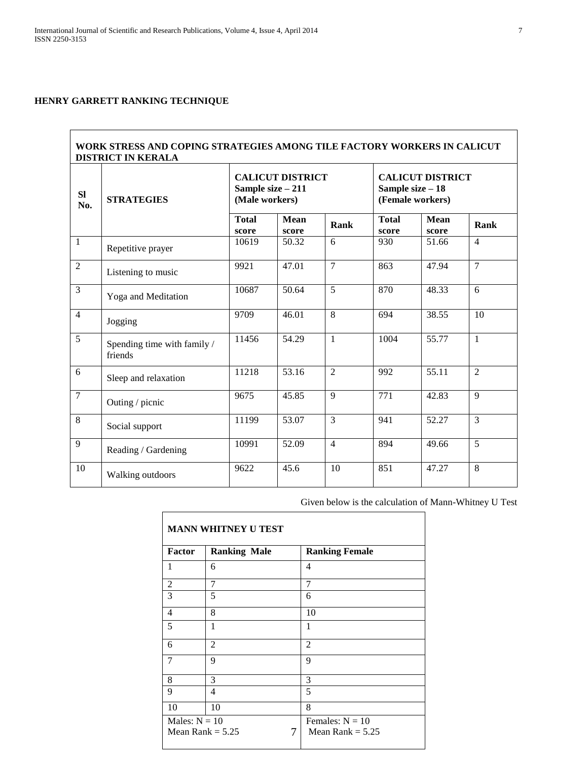**HENRY GARRETT RANKING TECHNIQUE**

| **WORK STRESS AND COPING STRATEGIES AMONG TILE FACTORY WORKERS IN CALICUT DISTRICT IN KERALA** | | | | | | | |
|---|---|---|---|---|---|---|---|
| **Sl No.** | **STRATEGIES** | **CALICUT DISTRICT Sample size – 211 (Male workers)** | | | **CALICUT DISTRICT Sample size – 18 (Female workers)** | | |
| | | **Total score** | **Mean score** | **Rank** | **Total score** | **Mean score** | **Rank** |
| 1 | Repetitive prayer | 10619 | 50.32 | 6 | 930 | 51.66 | 4 |
| 2 | Listening to music | 9921 | 47.01 | 7 | 863 | 47.94 | 7 |
| 3 | Yoga and Meditation | 10687 | 50.64 | 5 | 870 | 48.33 | 6 |
| 4 | Jogging | 9709 | 46.01 | 8 | 694 | 38.55 | 10 |
| 5 | Spending time with family / friends | 11456 | 54.29 | 1 | 1004 | 55.77 | 1 |
| 6 | Sleep and relaxation | 11218 | 53.16 | 2 | 992 | 55.11 | 2 |
| 7 | Outing / picnic | 9675 | 45.85 | 9 | 771 | 42.83 | 9 |
| 8 | Social support | 11199 | 53.07 | 3 | 941 | 52.27 | 3 |
| 9 | Reading / Gardening | 10991 | 52.09 | 4 | 894 | 49.66 | 5 |
| 10 | Walking outdoors | 9622 | 45.6 | 10 | 851 | 47.27 | 8 |

Given below is the calculation of Mann-Whitney U Test

| **MANN WHITNEY U TEST** | | |
|---|---|---|
| **Factor** | **Ranking Male** | **Ranking Female** |
| 1 | 6 | 4 |
| 2 | 7 | 7 |
| 3 | 5 | 6 |
| 4 | 8 | 10 |
| 5 | 1 | 1 |
| 6 | 2 | 2 |
| 7 | 9 | 9 |
| 8 | 3 | 3 |
| 9 | 4 | 5 |
| 10 | 10 | 8 |
| Males: N = 10 Mean Rank = 5.25 | | Females: N = 10 Mean Rank = 5.25 |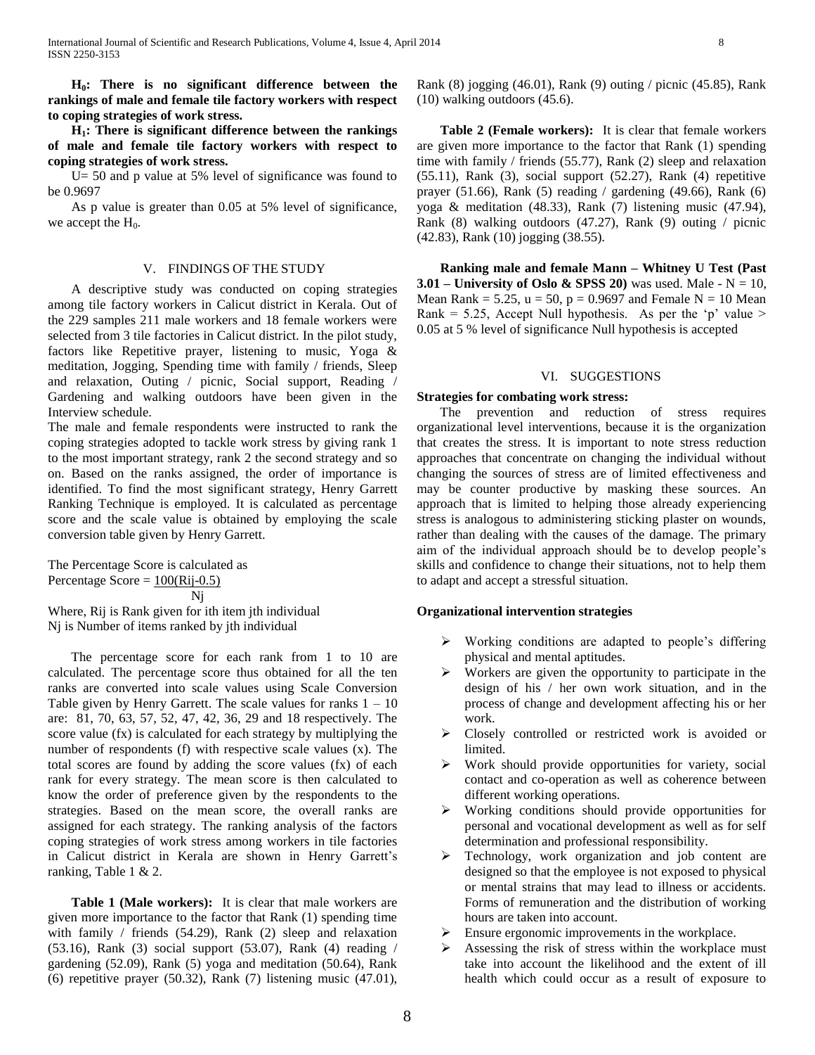**$H_0$: There is no significant difference between the rankings of male and female tile factory workers with respect to coping strategies of work stress.**

**$H_1$: There is significant difference between the rankings of male and female tile factory workers with respect to coping strategies of work stress.**

U= 50 and p value at 5% level of significance was found to be 0.9697

As p value is greater than 0.05 at 5% level of significance, we accept the $H_0$.

## V. FINDINGS OF THE STUDY

A descriptive study was conducted on coping strategies among tile factory workers in Calicut district in Kerala. Out of the 229 samples 211 male workers and 18 female workers were selected from 3 tile factories in Calicut district. In the pilot study, factors like Repetitive prayer, listening to music, Yoga & meditation, Jogging, Spending time with family / friends, Sleep and relaxation, Outing / picnic, Social support, Reading / Gardening and walking outdoors have been given in the Interview schedule.

The male and female respondents were instructed to rank the coping strategies adopted to tackle work stress by giving rank 1 to the most important strategy, rank 2 the second strategy and so on. Based on the ranks assigned, the order of importance is identified. To find the most significant strategy, Henry Garrett Ranking Technique is employed. It is calculated as percentage score and the scale value is obtained by employing the scale conversion table given by Henry Garrett.

The Percentage Score is calculated as

$$\text{Percentage Score} = \frac{100(R_{ij}-0.5)}{N_j}$$

Where, Rij is Rank given for ith item jth individual
Nj is Number of items ranked by jth individual

The percentage score for each rank from 1 to 10 are calculated. The percentage score thus obtained for all the ten ranks are converted into scale values using Scale Conversion Table given by Henry Garrett. The scale values for ranks 1 – 10 are: 81, 70, 63, 57, 52, 47, 42, 36, 29 and 18 respectively. The score value (fx) is calculated for each strategy by multiplying the number of respondents (f) with respective scale values (x). The total scores are found by adding the score values (fx) of each rank for every strategy. The mean score is then calculated to know the order of preference given by the respondents to the strategies. Based on the mean score, the overall ranks are assigned for each strategy. The ranking analysis of the factors coping strategies of work stress among workers in tile factories in Calicut district in Kerala are shown in Henry Garrett's ranking, Table 1 & 2.

**Table 1 (Male workers):** It is clear that male workers are given more importance to the factor that Rank (1) spending time with family / friends (54.29), Rank (2) sleep and relaxation (53.16), Rank (3) social support (53.07), Rank (4) reading / gardening (52.09), Rank (5) yoga and meditation (50.64), Rank (6) repetitive prayer (50.32), Rank (7) listening music (47.01), Rank (8) jogging (46.01), Rank (9) outing / picnic (45.85), Rank (10) walking outdoors (45.6).

**Table 2 (Female workers):** It is clear that female workers are given more importance to the factor that Rank (1) spending time with family / friends (55.77), Rank (2) sleep and relaxation (55.11), Rank (3), social support (52.27), Rank (4) repetitive prayer (51.66), Rank (5) reading / gardening (49.66), Rank (6) yoga & meditation (48.33), Rank (7) listening music (47.94), Rank (8) walking outdoors (47.27), Rank (9) outing / picnic (42.83), Rank (10) jogging (38.55).

**Ranking male and female Mann – Whitney U Test (Past 3.01 – University of Oslo & SPSS 20)** was used. Male - N = 10, Mean Rank = 5.25, u = 50, p = 0.9697 and Female N = 10 Mean Rank = 5.25, Accept Null hypothesis. As per the 'p' value > 0.05 at 5 % level of significance Null hypothesis is accepted

## VI. SUGGESTIONS

**Strategies for combating work stress:**

The prevention and reduction of stress requires organizational level interventions, because it is the organization that creates the stress. It is important to note stress reduction approaches that concentrate on changing the individual without changing the sources of stress are of limited effectiveness and may be counter productive by masking these sources. An approach that is limited to helping those already experiencing stress is analogous to administering sticking plaster on wounds, rather than dealing with the causes of the damage. The primary aim of the individual approach should be to develop people's skills and confidence to change their situations, not to help them to adapt and accept a stressful situation.

**Organizational intervention strategies**

- Working conditions are adapted to people's differing physical and mental aptitudes.
- Workers are given the opportunity to participate in the design of his / her own work situation, and in the process of change and development affecting his or her work.
- Closely controlled or restricted work is avoided or limited.
- Work should provide opportunities for variety, social contact and co-operation as well as coherence between different working operations.
- Working conditions should provide opportunities for personal and vocational development as well as for self determination and professional responsibility.
- Technology, work organization and job content are designed so that the employee is not exposed to physical or mental strains that may lead to illness or accidents. Forms of remuneration and the distribution of working hours are taken into account.
- Ensure ergonomic improvements in the workplace.
- Assessing the risk of stress within the workplace must take into account the likelihood and the extent of ill health which could occur as a result of exposure to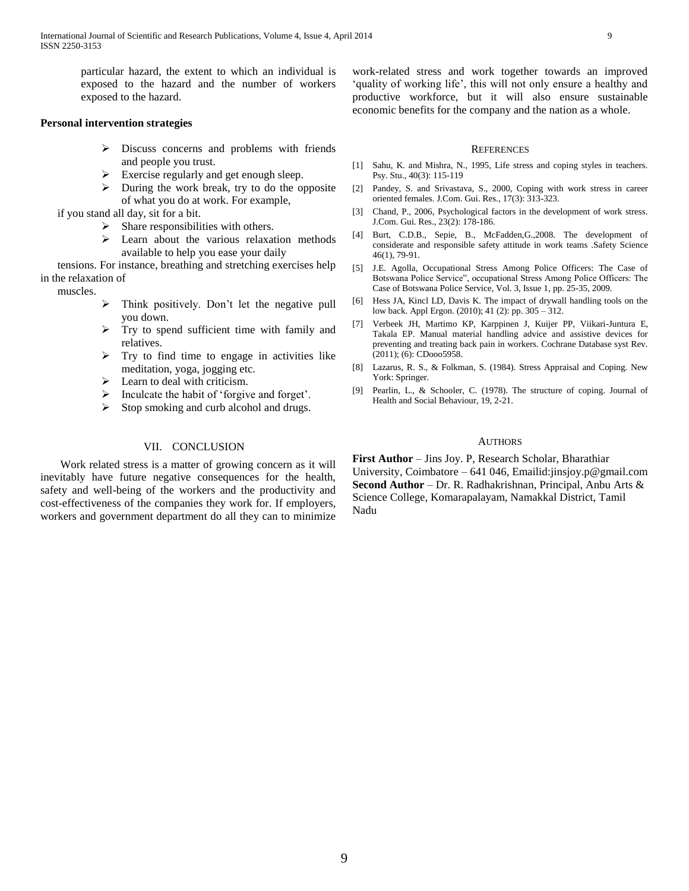particular hazard, the extent to which an individual is exposed to the hazard and the number of workers exposed to the hazard.

**Personal intervention strategies**

- Discuss concerns and problems with friends and people you trust.
- Exercise regularly and get enough sleep.
- During the work break, try to do the opposite of what you do at work. For example,

if you stand all day, sit for a bit.

- Share responsibilities with others.
- Learn about the various relaxation methods available to help you ease your daily

tensions. For instance, breathing and stretching exercises help in the relaxation of

muscles.

- Think positively. Don't let the negative pull you down.
- Try to spend sufficient time with family and relatives.
- Try to find time to engage in activities like meditation, yoga, jogging etc.
- Learn to deal with criticism.
- Inculcate the habit of 'forgive and forget'.
- Stop smoking and curb alcohol and drugs.

## VII. CONCLUSION

Work related stress is a matter of growing concern as it will inevitably have future negative consequences for the health, safety and well-being of the workers and the productivity and cost-effectiveness of the companies they work for. If employers, workers and government department do all they can to minimize work-related stress and work together towards an improved 'quality of working life', this will not only ensure a healthy and productive workforce, but it will also ensure sustainable economic benefits for the company and the nation as a whole.

## REFERENCES

[1] Sahu, K. and Mishra, N., 1995, Life stress and coping styles in teachers. Psy. Stu., 40(3): 115-119

[2] Pandey, S. and Srivastava, S., 2000, Coping with work stress in career oriented females. J.Com. Gui. Res., 17(3): 313-323.

[3] Chand, P., 2006, Psychological factors in the development of work stress. J.Com. Gui. Res., 23(2): 178-186.

[4] Burt, C.D.B., Sepie, B., McFadden,G.,2008. The development of considerate and responsible safety attitude in work teams .Safety Science 46(1), 79-91.

[5] J.E. Agolla, Occupational Stress Among Police Officers: The Case of Botswana Police Service", occupational Stress Among Police Officers: The Case of Botswana Police Service, Vol. 3, Issue 1, pp. 25-35, 2009.

[6] Hess JA, Kincl LD, Davis K. The impact of drywall handling tools on the low back. Appl Ergon. (2010); 41 (2): pp. 305 – 312.

[7] Verbeek JH, Martimo KP, Karppinen J, Kuijer PP, Viikari-Juntura E, Takala EP. Manual material handling advice and assistive devices for preventing and treating back pain in workers. Cochrane Database syst Rev. (2011); (6): CDooo5958.

[8] Lazarus, R. S., & Folkman, S. (1984). Stress Appraisal and Coping. New York: Springer.

[9] Pearlin, L., & Schooler, C. (1978). The structure of coping. Journal of Health and Social Behaviour, 19, 2-21.

## AUTHORS

**First Author** – Jins Joy. P, Research Scholar, Bharathiar University, Coimbatore – 641 046, Emailid:jinsjoy.p@gmail.com
**Second Author** – Dr. R. Radhakrishnan, Principal, Anbu Arts & Science College, Komarapalayam, Namakkal District, Tamil Nadu